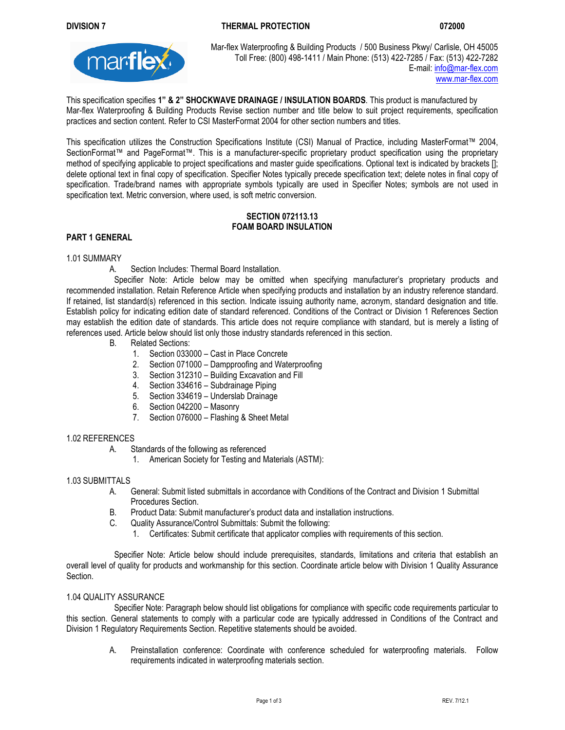**DIVISION 7** **THERMAL PROTECTION** **072000**

Mar-flex Waterproofing & Building Products / 500 Business Pkwy/ Carlisle, OH 45005
Toll Free: (800) 498-1411 / Main Phone: (513) 422-7285 / Fax: (513) 422-7282
E-mail: info@mar-flex.com
www.mar-flex.com

This specification specifies **1" & 2" SHOCKWAVE DRAINAGE / INSULATION BOARDS**. This product is manufactured by Mar-flex Waterproofing & Building Products Revise section number and title below to suit project requirements, specification practices and section content. Refer to CSI MasterFormat 2004 for other section numbers and titles.

This specification utilizes the Construction Specifications Institute (CSI) Manual of Practice, including MasterFormat™ 2004, SectionFormat™ and PageFormat™. This is a manufacturer-specific proprietary product specification using the proprietary method of specifying applicable to project specifications and master guide specifications. Optional text is indicated by brackets []; delete optional text in final copy of specification. Specifier Notes typically precede specification text; delete notes in final copy of specification. Trade/brand names with appropriate symbols typically are used in Specifier Notes; symbols are not used in specification text. Metric conversion, where used, is soft metric conversion.

## SECTION 072113.13
## FOAM BOARD INSULATION

### PART 1 GENERAL

1.01 SUMMARY

A. Section Includes: Thermal Board Installation.

Specifier Note: Article below may be omitted when specifying manufacturer's proprietary products and recommended installation. Retain Reference Article when specifying products and installation by an industry reference standard. If retained, list standard(s) referenced in this section. Indicate issuing authority name, acronym, standard designation and title. Establish policy for indicating edition date of standard referenced. Conditions of the Contract or Division 1 References Section may establish the edition date of standards. This article does not require compliance with standard, but is merely a listing of references used. Article below should list only those industry standards referenced in this section.

B. Related Sections:
   1. Section 033000 – Cast in Place Concrete
   2. Section 071000 – Dampproofing and Waterproofing
   3. Section 312310 – Building Excavation and Fill
   4. Section 334616 – Subdrainage Piping
   5. Section 334619 – Underslab Drainage
   6. Section 042200 – Masonry
   7. Section 076000 – Flashing & Sheet Metal

1.02 REFERENCES

A. Standards of the following as referenced
   1. American Society for Testing and Materials (ASTM):

1.03 SUBMITTALS

A. General: Submit listed submittals in accordance with Conditions of the Contract and Division 1 Submittal Procedures Section.

B. Product Data: Submit manufacturer's product data and installation instructions.

C. Quality Assurance/Control Submittals: Submit the following:
   1. Certificates: Submit certificate that applicator complies with requirements of this section.

Specifier Note: Article below should include prerequisites, standards, limitations and criteria that establish an overall level of quality for products and workmanship for this section. Coordinate article below with Division 1 Quality Assurance Section.

1.04 QUALITY ASSURANCE

Specifier Note: Paragraph below should list obligations for compliance with specific code requirements particular to this section. General statements to comply with a particular code are typically addressed in Conditions of the Contract and Division 1 Regulatory Requirements Section. Repetitive statements should be avoided.

A. Preinstallation conference: Coordinate with conference scheduled for waterproofing materials. Follow requirements indicated in waterproofing materials section.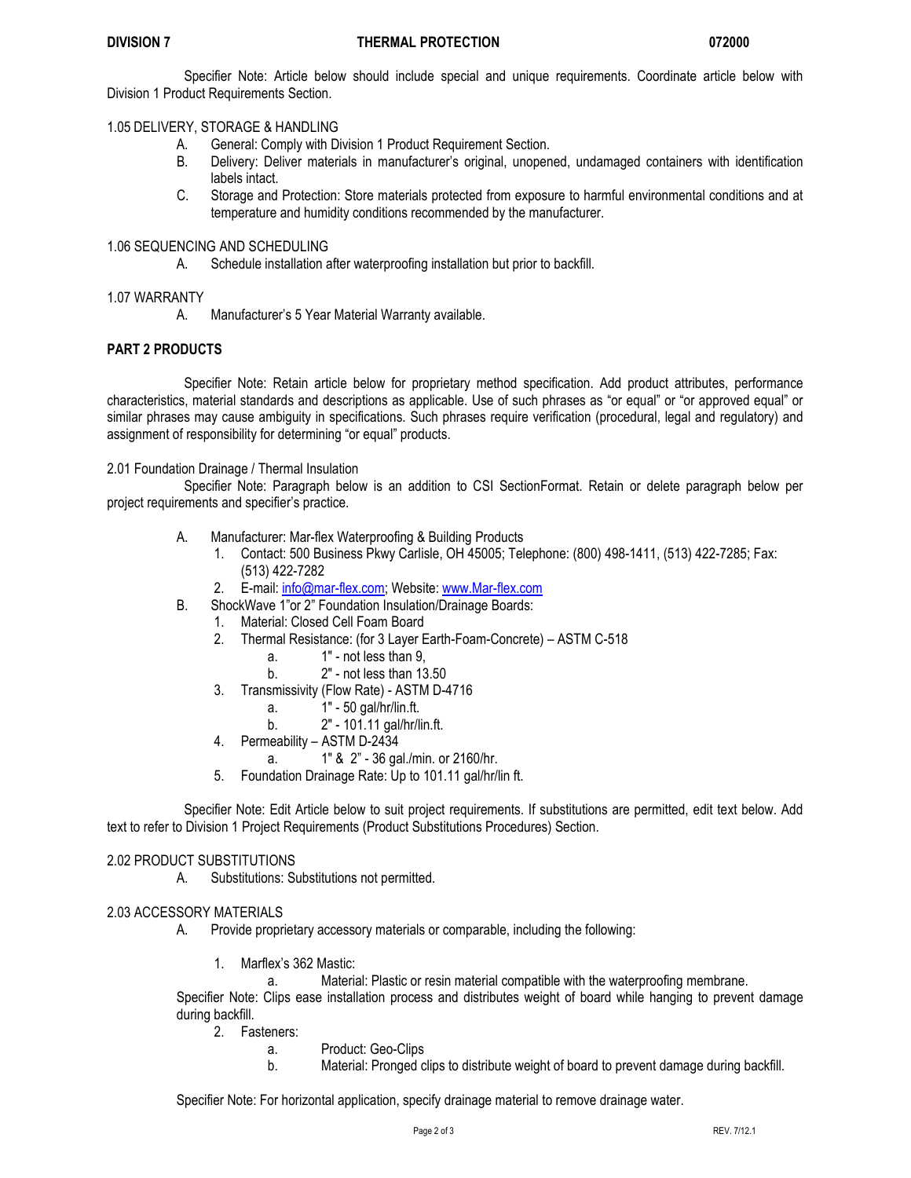Specifier Note: Article below should include special and unique requirements. Coordinate article below with Division 1 Product Requirements Section.

1.05 DELIVERY, STORAGE & HANDLING

A. General: Comply with Division 1 Product Requirement Section.
B. Delivery: Deliver materials in manufacturer's original, unopened, undamaged containers with identification labels intact.
C. Storage and Protection: Store materials protected from exposure to harmful environmental conditions and at temperature and humidity conditions recommended by the manufacturer.

1.06 SEQUENCING AND SCHEDULING

A. Schedule installation after waterproofing installation but prior to backfill.

1.07 WARRANTY

A. Manufacturer's 5 Year Material Warranty available.

## PART 2 PRODUCTS

Specifier Note: Retain article below for proprietary method specification. Add product attributes, performance characteristics, material standards and descriptions as applicable. Use of such phrases as "or equal" or "or approved equal" or similar phrases may cause ambiguity in specifications. Such phrases require verification (procedural, legal and regulatory) and assignment of responsibility for determining "or equal" products.

2.01 Foundation Drainage / Thermal Insulation

Specifier Note: Paragraph below is an addition to CSI SectionFormat. Retain or delete paragraph below per project requirements and specifier's practice.

A. Manufacturer: Mar-flex Waterproofing & Building Products
   1. Contact: 500 Business Pkwy Carlisle, OH 45005; Telephone: (800) 498-1411, (513) 422-7285; Fax: (513) 422-7282
   2. E-mail: info@mar-flex.com; Website: www.Mar-flex.com
B. ShockWave 1"or 2" Foundation Insulation/Drainage Boards:
   1. Material: Closed Cell Foam Board
   2. Thermal Resistance: (for 3 Layer Earth-Foam-Concrete) – ASTM C-518
      a. 1" - not less than 9,
      b. 2" - not less than 13.50
   3. Transmissivity (Flow Rate) - ASTM D-4716
      a. 1" - 50 gal/hr/lin.ft.
      b. 2" - 101.11 gal/hr/lin.ft.
   4. Permeability – ASTM D-2434
      a. 1" & 2" - 36 gal./min. or 2160/hr.
   5. Foundation Drainage Rate: Up to 101.11 gal/hr/lin ft.

Specifier Note: Edit Article below to suit project requirements. If substitutions are permitted, edit text below. Add text to refer to Division 1 Project Requirements (Product Substitutions Procedures) Section.

2.02 PRODUCT SUBSTITUTIONS

A. Substitutions: Substitutions not permitted.

2.03 ACCESSORY MATERIALS

A. Provide proprietary accessory materials or comparable, including the following:
   1. Marflex's 362 Mastic:
      a. Material: Plastic or resin material compatible with the waterproofing membrane.

   Specifier Note: Clips ease installation process and distributes weight of board while hanging to prevent damage during backfill.

   2. Fasteners:
      a. Product: Geo-Clips
      b. Material: Pronged clips to distribute weight of board to prevent damage during backfill.

Specifier Note: For horizontal application, specify drainage material to remove drainage water.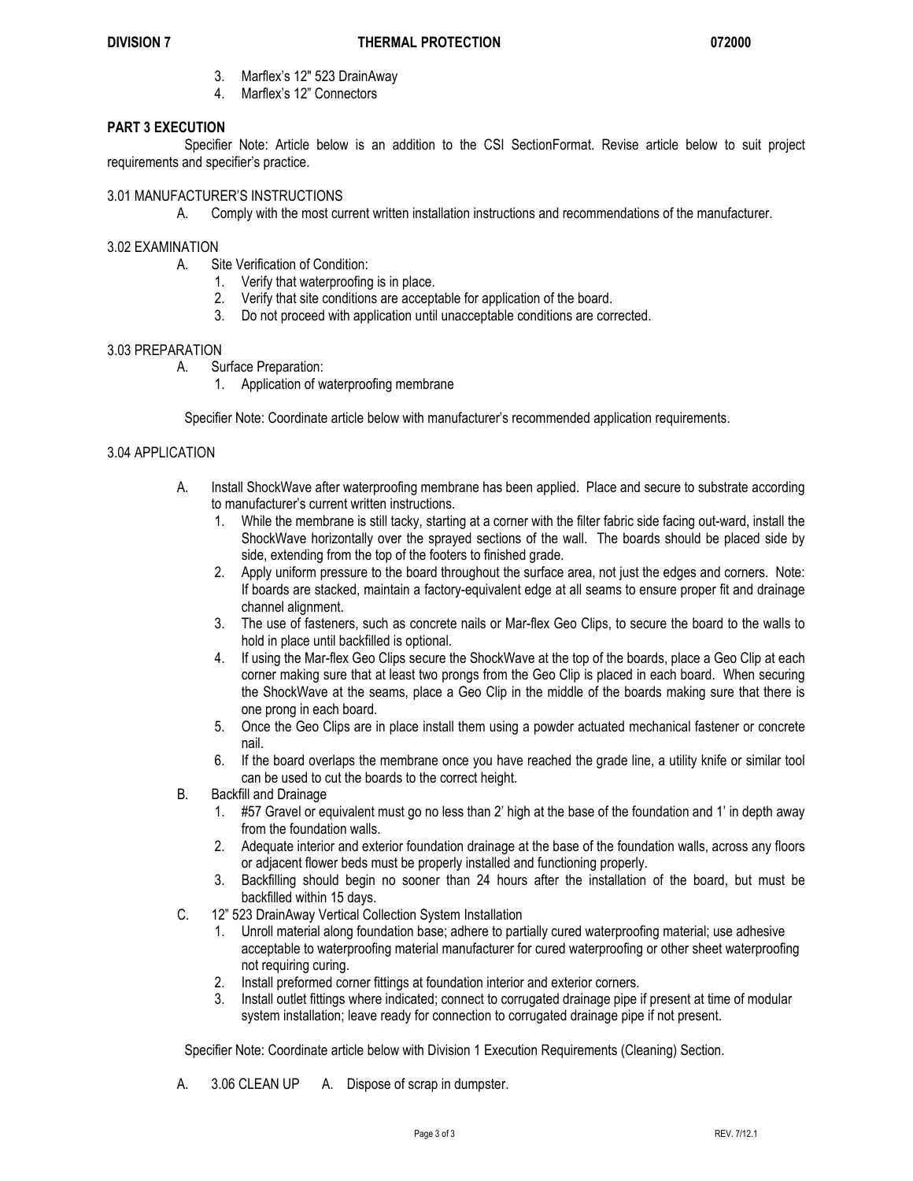3. Marflex's 12" 523 DrainAway
4. Marflex's 12" Connectors

## PART 3 EXECUTION

Specifier Note: Article below is an addition to the CSI SectionFormat. Revise article below to suit project requirements and specifier's practice.

### 3.01 MANUFACTURER'S INSTRUCTIONS

A. Comply with the most current written installation instructions and recommendations of the manufacturer.

### 3.02 EXAMINATION

A. Site Verification of Condition:
   1. Verify that waterproofing is in place.
   2. Verify that site conditions are acceptable for application of the board.
   3. Do not proceed with application until unacceptable conditions are corrected.

### 3.03 PREPARATION

A. Surface Preparation:
   1. Application of waterproofing membrane

Specifier Note: Coordinate article below with manufacturer's recommended application requirements.

### 3.04 APPLICATION

A. Install ShockWave after waterproofing membrane has been applied. Place and secure to substrate according to manufacturer's current written instructions.
   1. While the membrane is still tacky, starting at a corner with the filter fabric side facing out-ward, install the ShockWave horizontally over the sprayed sections of the wall. The boards should be placed side by side, extending from the top of the footers to finished grade.
   2. Apply uniform pressure to the board throughout the surface area, not just the edges and corners. Note: If boards are stacked, maintain a factory-equivalent edge at all seams to ensure proper fit and drainage channel alignment.
   3. The use of fasteners, such as concrete nails or Mar-flex Geo Clips, to secure the board to the walls to hold in place until backfilled is optional.
   4. If using the Mar-flex Geo Clips secure the ShockWave at the top of the boards, place a Geo Clip at each corner making sure that at least two prongs from the Geo Clip is placed in each board. When securing the ShockWave at the seams, place a Geo Clip in the middle of the boards making sure that there is one prong in each board.
   5. Once the Geo Clips are in place install them using a powder actuated mechanical fastener or concrete nail.
   6. If the board overlaps the membrane once you have reached the grade line, a utility knife or similar tool can be used to cut the boards to the correct height.

B. Backfill and Drainage
   1. #57 Gravel or equivalent must go no less than 2' high at the base of the foundation and 1' in depth away from the foundation walls.
   2. Adequate interior and exterior foundation drainage at the base of the foundation walls, across any floors or adjacent flower beds must be properly installed and functioning properly.
   3. Backfilling should begin no sooner than 24 hours after the installation of the board, but must be backfilled within 15 days.

C. 12" 523 DrainAway Vertical Collection System Installation
   1. Unroll material along foundation base; adhere to partially cured waterproofing material; use adhesive acceptable to waterproofing material manufacturer for cured waterproofing or other sheet waterproofing not requiring curing.
   2. Install preformed corner fittings at foundation interior and exterior corners.
   3. Install outlet fittings where indicated; connect to corrugated drainage pipe if present at time of modular system installation; leave ready for connection to corrugated drainage pipe if not present.

Specifier Note: Coordinate article below with Division 1 Execution Requirements (Cleaning) Section.

A. 3.06 CLEAN UP A. Dispose of scrap in dumpster.